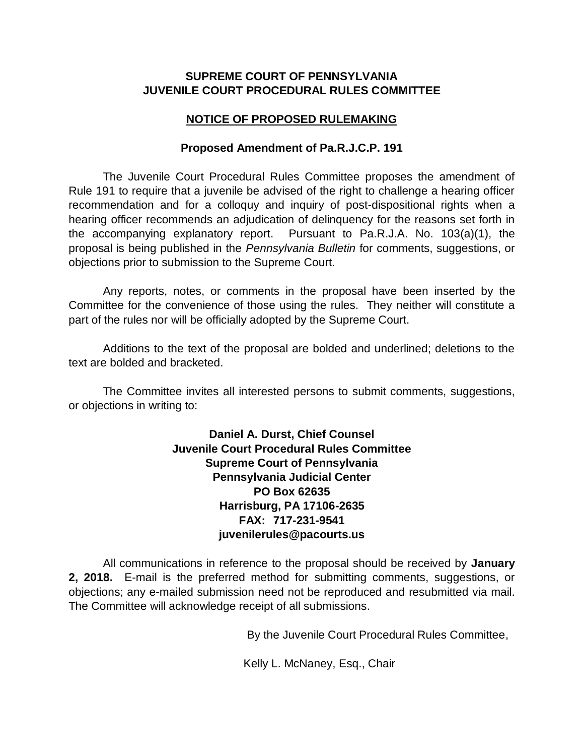**SUPREME COURT OF PENNSYLVANIA**
**JUVENILE COURT PROCEDURAL RULES COMMITTEE**

**NOTICE OF PROPOSED RULEMAKING**

**Proposed Amendment of Pa.R.J.C.P. 191**

The Juvenile Court Procedural Rules Committee proposes the amendment of Rule 191 to require that a juvenile be advised of the right to challenge a hearing officer recommendation and for a colloquy and inquiry of post-dispositional rights when a hearing officer recommends an adjudication of delinquency for the reasons set forth in the accompanying explanatory report. Pursuant to Pa.R.J.A. No. 103(a)(1), the proposal is being published in the *Pennsylvania Bulletin* for comments, suggestions, or objections prior to submission to the Supreme Court.

Any reports, notes, or comments in the proposal have been inserted by the Committee for the convenience of those using the rules. They neither will constitute a part of the rules nor will be officially adopted by the Supreme Court.

Additions to the text of the proposal are bolded and underlined; deletions to the text are bolded and bracketed.

The Committee invites all interested persons to submit comments, suggestions, or objections in writing to:

**Daniel A. Durst, Chief Counsel**
**Juvenile Court Procedural Rules Committee**
**Supreme Court of Pennsylvania**
**Pennsylvania Judicial Center**
**PO Box 62635**
**Harrisburg, PA 17106-2635**
**FAX: 717-231-9541**
**juvenilerules@pacourts.us**

All communications in reference to the proposal should be received by **January 2, 2018.** E-mail is the preferred method for submitting comments, suggestions, or objections; any e-mailed submission need not be reproduced and resubmitted via mail. The Committee will acknowledge receipt of all submissions.

By the Juvenile Court Procedural Rules Committee,

Kelly L. McNaney, Esq., Chair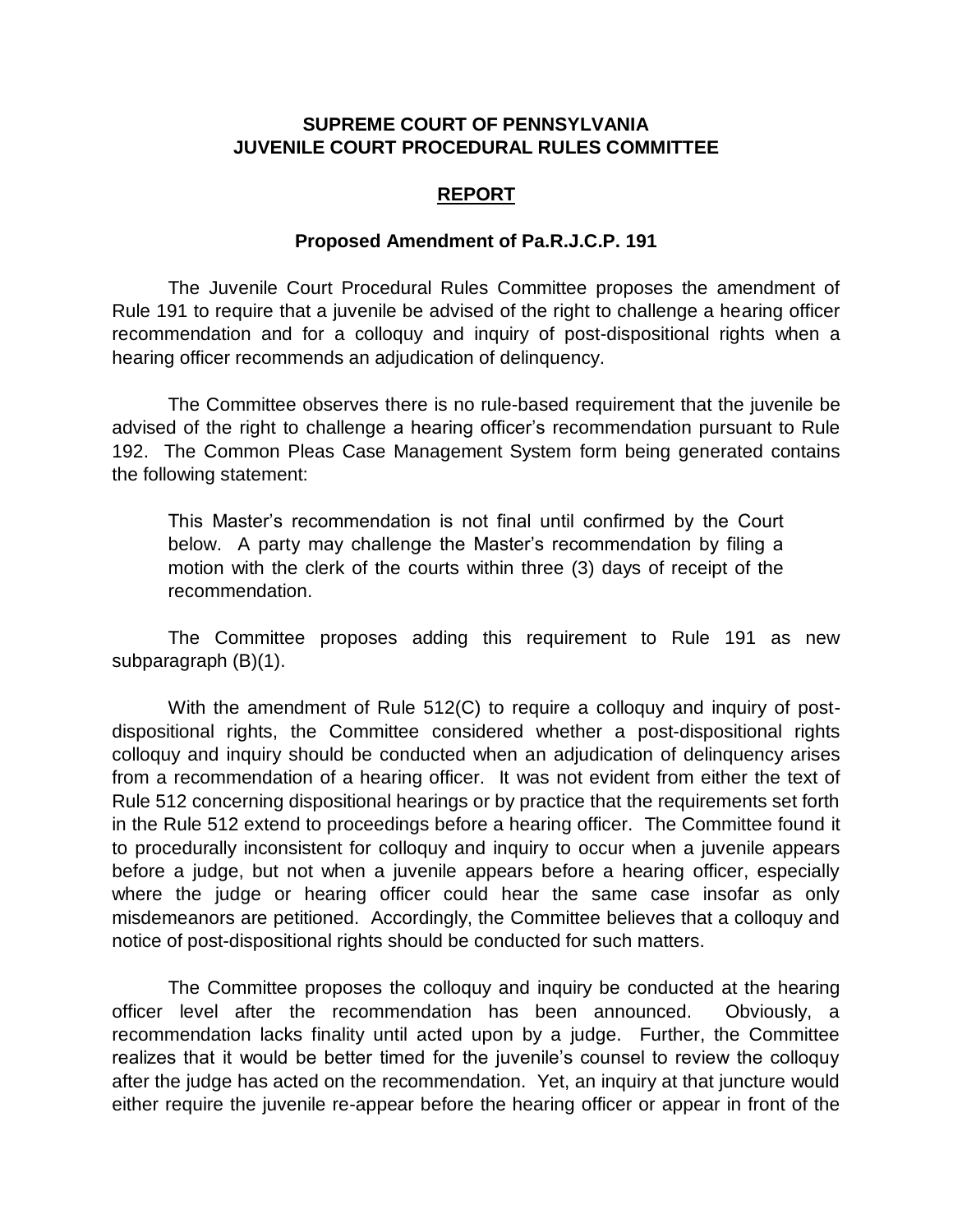**SUPREME COURT OF PENNSYLVANIA**
**JUVENILE COURT PROCEDURAL RULES COMMITTEE**

**REPORT**

**Proposed Amendment of Pa.R.J.C.P. 191**

The Juvenile Court Procedural Rules Committee proposes the amendment of Rule 191 to require that a juvenile be advised of the right to challenge a hearing officer recommendation and for a colloquy and inquiry of post-dispositional rights when a hearing officer recommends an adjudication of delinquency.

The Committee observes there is no rule-based requirement that the juvenile be advised of the right to challenge a hearing officer's recommendation pursuant to Rule 192. The Common Pleas Case Management System form being generated contains the following statement:

> This Master's recommendation is not final until confirmed by the Court below. A party may challenge the Master's recommendation by filing a motion with the clerk of the courts within three (3) days of receipt of the recommendation.

The Committee proposes adding this requirement to Rule 191 as new subparagraph (B)(1).

With the amendment of Rule 512(C) to require a colloquy and inquiry of post-dispositional rights, the Committee considered whether a post-dispositional rights colloquy and inquiry should be conducted when an adjudication of delinquency arises from a recommendation of a hearing officer. It was not evident from either the text of Rule 512 concerning dispositional hearings or by practice that the requirements set forth in the Rule 512 extend to proceedings before a hearing officer. The Committee found it to procedurally inconsistent for colloquy and inquiry to occur when a juvenile appears before a judge, but not when a juvenile appears before a hearing officer, especially where the judge or hearing officer could hear the same case insofar as only misdemeanors are petitioned. Accordingly, the Committee believes that a colloquy and notice of post-dispositional rights should be conducted for such matters.

The Committee proposes the colloquy and inquiry be conducted at the hearing officer level after the recommendation has been announced. Obviously, a recommendation lacks finality until acted upon by a judge. Further, the Committee realizes that it would be better timed for the juvenile's counsel to review the colloquy after the judge has acted on the recommendation. Yet, an inquiry at that juncture would either require the juvenile re-appear before the hearing officer or appear in front of the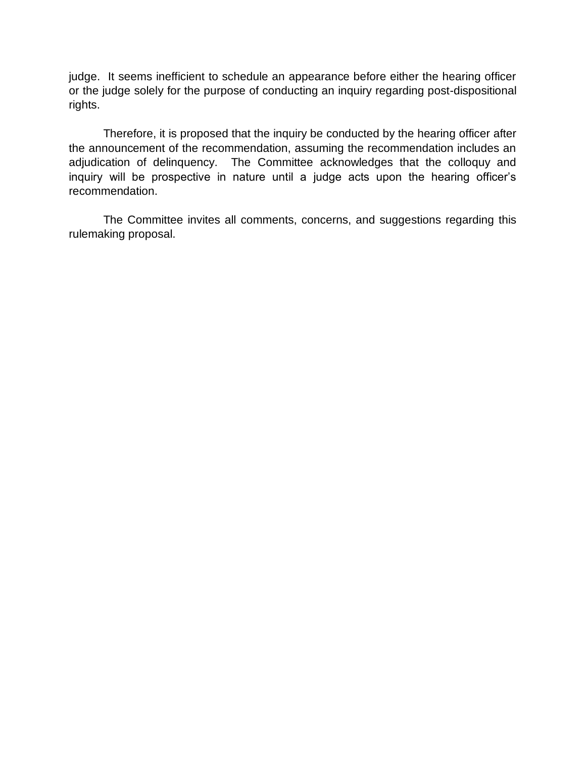judge. It seems inefficient to schedule an appearance before either the hearing officer or the judge solely for the purpose of conducting an inquiry regarding post-dispositional rights.

Therefore, it is proposed that the inquiry be conducted by the hearing officer after the announcement of the recommendation, assuming the recommendation includes an adjudication of delinquency. The Committee acknowledges that the colloquy and inquiry will be prospective in nature until a judge acts upon the hearing officer's recommendation.

The Committee invites all comments, concerns, and suggestions regarding this rulemaking proposal.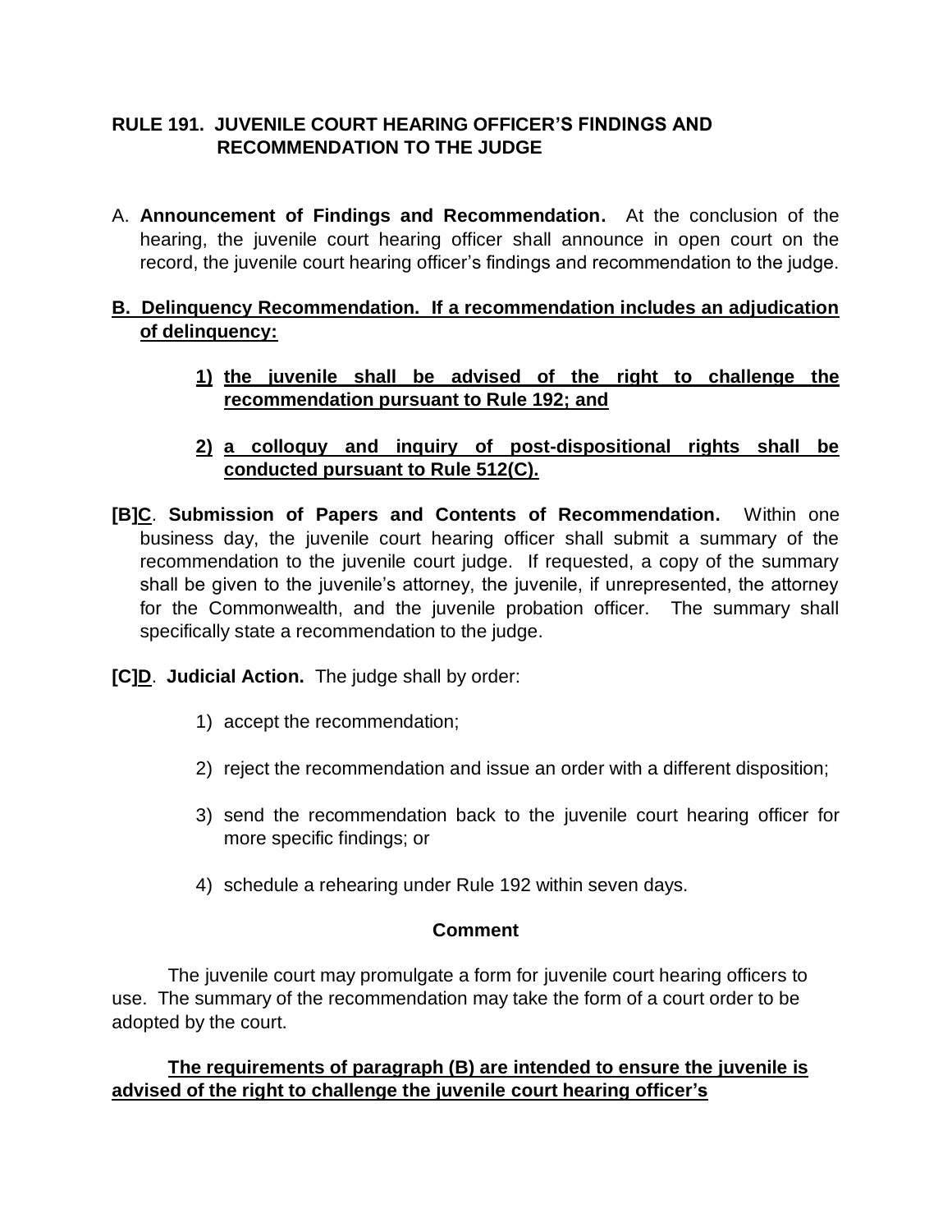**RULE 191. JUVENILE COURT HEARING OFFICER'S FINDINGS AND RECOMMENDATION TO THE JUDGE**

A. **Announcement of Findings and Recommendation.** At the conclusion of the hearing, the juvenile court hearing officer shall announce in open court on the record, the juvenile court hearing officer's findings and recommendation to the judge.

<u>**B. Delinquency Recommendation. If a recommendation includes an adjudication of delinquency:**</u>

> <u>**1) the juvenile shall be advised of the right to challenge the recommendation pursuant to Rule 192; and**</u>
>
> <u>**2) a colloquy and inquiry of post-dispositional rights shall be conducted pursuant to Rule 512(C).**</u>

**[B]<u>C</u>**. **Submission of Papers and Contents of Recommendation.** Within one business day, the juvenile court hearing officer shall submit a summary of the recommendation to the juvenile court judge. If requested, a copy of the summary shall be given to the juvenile's attorney, the juvenile, if unrepresented, the attorney for the Commonwealth, and the juvenile probation officer. The summary shall specifically state a recommendation to the judge.

**[C]<u>D</u>**. **Judicial Action.** The judge shall by order:

> 1) accept the recommendation;
>
> 2) reject the recommendation and issue an order with a different disposition;
>
> 3) send the recommendation back to the juvenile court hearing officer for more specific findings; or
>
> 4) schedule a rehearing under Rule 192 within seven days.

**Comment**

The juvenile court may promulgate a form for juvenile court hearing officers to use. The summary of the recommendation may take the form of a court order to be adopted by the court.

<u>**The requirements of paragraph (B) are intended to ensure the juvenile is advised of the right to challenge the juvenile court hearing officer's**</u>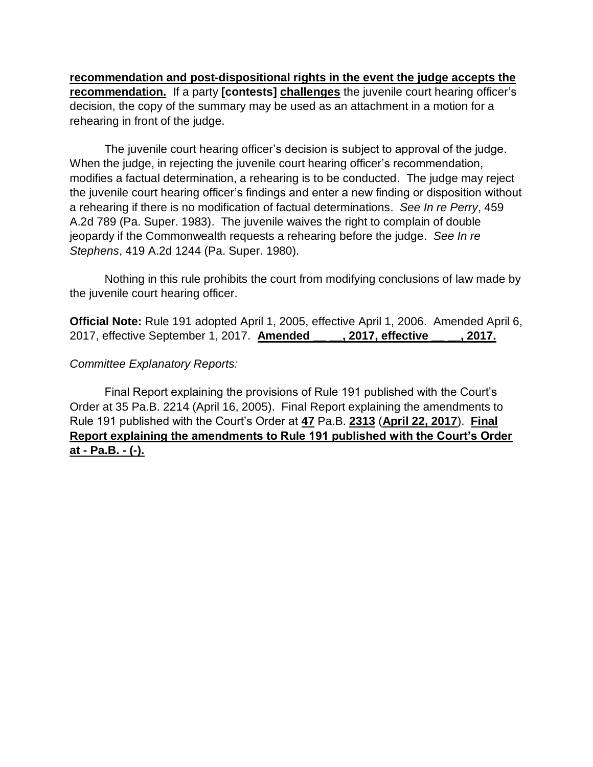**recommendation and post-dispositional rights in the event the judge accepts the recommendation.** If a party **[contests]** **challenges** the juvenile court hearing officer's decision, the copy of the summary may be used as an attachment in a motion for a rehearing in front of the judge.

The juvenile court hearing officer's decision is subject to approval of the judge. When the judge, in rejecting the juvenile court hearing officer's recommendation, modifies a factual determination, a rehearing is to be conducted. The judge may reject the juvenile court hearing officer's findings and enter a new finding or disposition without a rehearing if there is no modification of factual determinations. *See In re Perry*, 459 A.2d 789 (Pa. Super. 1983). The juvenile waives the right to complain of double jeopardy if the Commonwealth requests a rehearing before the judge. *See In re Stephens*, 419 A.2d 1244 (Pa. Super. 1980).

Nothing in this rule prohibits the court from modifying conclusions of law made by the juvenile court hearing officer.

**Official Note:** Rule 191 adopted April 1, 2005, effective April 1, 2006. Amended April 6, 2017, effective September 1, 2017. **Amended __ __, 2017, effective __ __, 2017.**

*Committee Explanatory Reports:*

Final Report explaining the provisions of Rule 191 published with the Court's Order at 35 Pa.B. 2214 (April 16, 2005). Final Report explaining the amendments to Rule 191 published with the Court's Order at **47** Pa.B. **2313** (**April 22, 2017**). **Final Report explaining the amendments to Rule 191 published with the Court's Order at - Pa.B. - (-).**